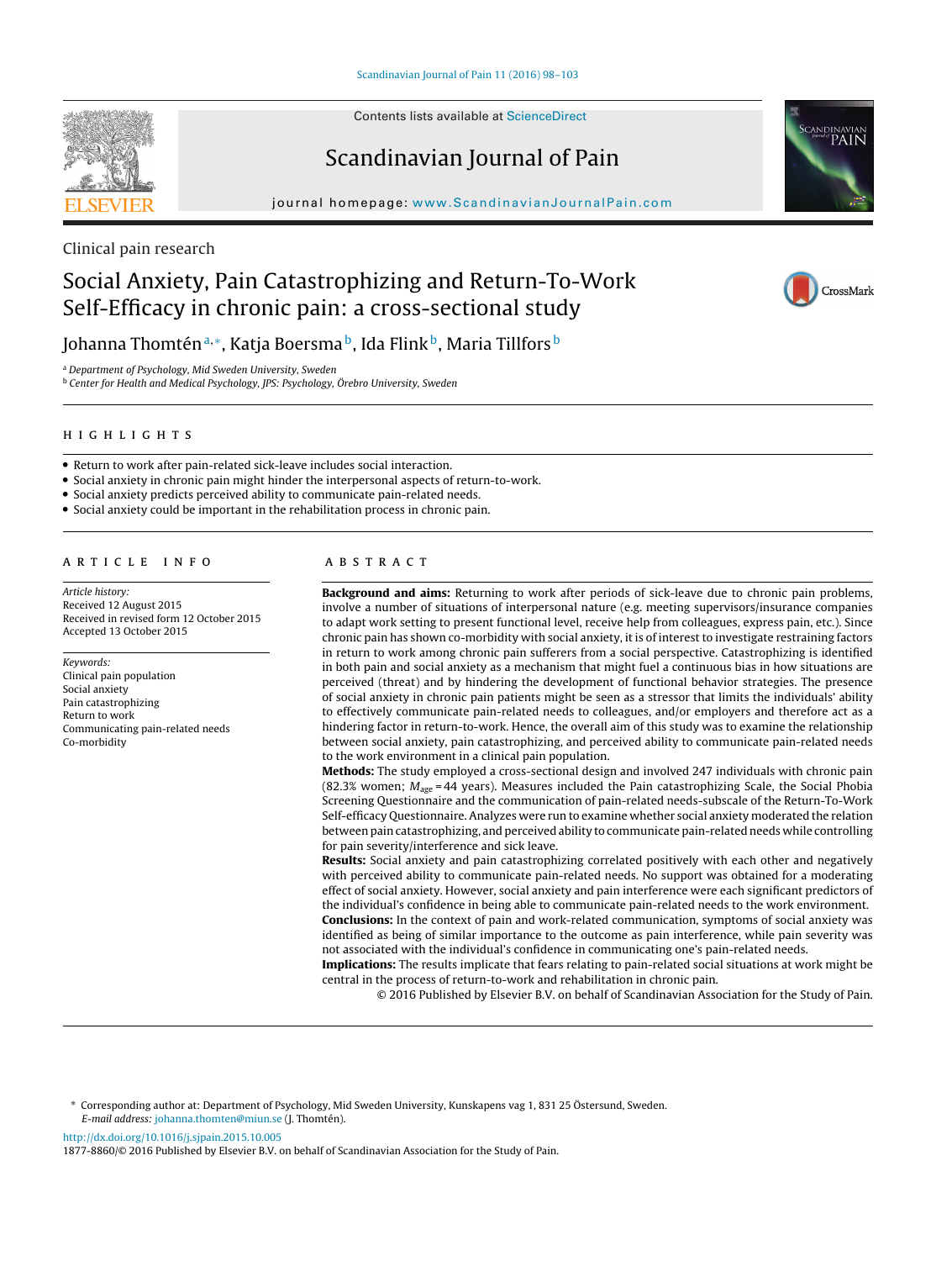Clinical pain research

# Social Anxiety, Pain Catastrophizing and Return-To-Work Self-Efficacy in chronic pain: a cross-sectional study

Johanna Thomtén[a,*], Katja Boersma[b], Ida Flink[b], Maria Tillfors[b]

[a] *Department of Psychology, Mid Sweden University, Sweden*
[b] *Center for Health and Medical Psychology, JPS: Psychology, Örebro University, Sweden*

## HIGHLIGHTS

- Return to work after pain-related sick-leave includes social interaction.
- Social anxiety in chronic pain might hinder the interpersonal aspects of return-to-work.
- Social anxiety predicts perceived ability to communicate pain-related needs.
- Social anxiety could be important in the rehabilitation process in chronic pain.

## ARTICLE INFO

*Article history:*
Received 12 August 2015
Received in revised form 12 October 2015
Accepted 13 October 2015

*Keywords:*
Clinical pain population
Social anxiety
Pain catastrophizing
Return to work
Communicating pain-related needs
Co-morbidity

## ABSTRACT

**Background and aims:** Returning to work after periods of sick-leave due to chronic pain problems, involve a number of situations of interpersonal nature (e.g. meeting supervisors/insurance companies to adapt work setting to present functional level, receive help from colleagues, express pain, etc.). Since chronic pain has shown co-morbidity with social anxiety, it is of interest to investigate restraining factors in return to work among chronic pain sufferers from a social perspective. Catastrophizing is identified in both pain and social anxiety as a mechanism that might fuel a continuous bias in how situations are perceived (threat) and by hindering the development of functional behavior strategies. The presence of social anxiety in chronic pain patients might be seen as a stressor that limits the individuals' ability to effectively communicate pain-related needs to colleagues, and/or employers and therefore act as a hindering factor in return-to-work. Hence, the overall aim of this study was to examine the relationship between social anxiety, pain catastrophizing, and perceived ability to communicate pain-related needs to the work environment in a clinical pain population.

**Methods:** The study employed a cross-sectional design and involved 247 individuals with chronic pain (82.3% women; $M_{age} = 44$ years). Measures included the Pain catastrophizing Scale, the Social Phobia Screening Questionnaire and the communication of pain-related needs-subscale of the Return-To-Work Self-efficacy Questionnaire. Analyzes were run to examine whether social anxiety moderated the relation between pain catastrophizing, and perceived ability to communicate pain-related needs while controlling for pain severity/interference and sick leave.

**Results:** Social anxiety and pain catastrophizing correlated positively with each other and negatively with perceived ability to communicate pain-related needs. No support was obtained for a moderating effect of social anxiety. However, social anxiety and pain interference were each significant predictors of the individual's confidence in being able to communicate pain-related needs to the work environment.

**Conclusions:** In the context of pain and work-related communication, symptoms of social anxiety was identified as being of similar importance to the outcome as pain interference, while pain severity was not associated with the individual's confidence in communicating one's pain-related needs.

**Implications:** The results implicate that fears relating to pain-related social situations at work might be central in the process of return-to-work and rehabilitation in chronic pain.

© 2016 Published by Elsevier B.V. on behalf of Scandinavian Association for the Study of Pain.

---

* Corresponding author at: Department of Psychology, Mid Sweden University, Kunskapens vag 1, 831 25 Östersund, Sweden.
*E-mail address:* johanna.thomten@miun.se (J. Thomtén).

http://dx.doi.org/10.1016/j.sjpain.2015.10.005
1877-8860/© 2016 Published by Elsevier B.V. on behalf of Scandinavian Association for the Study of Pain.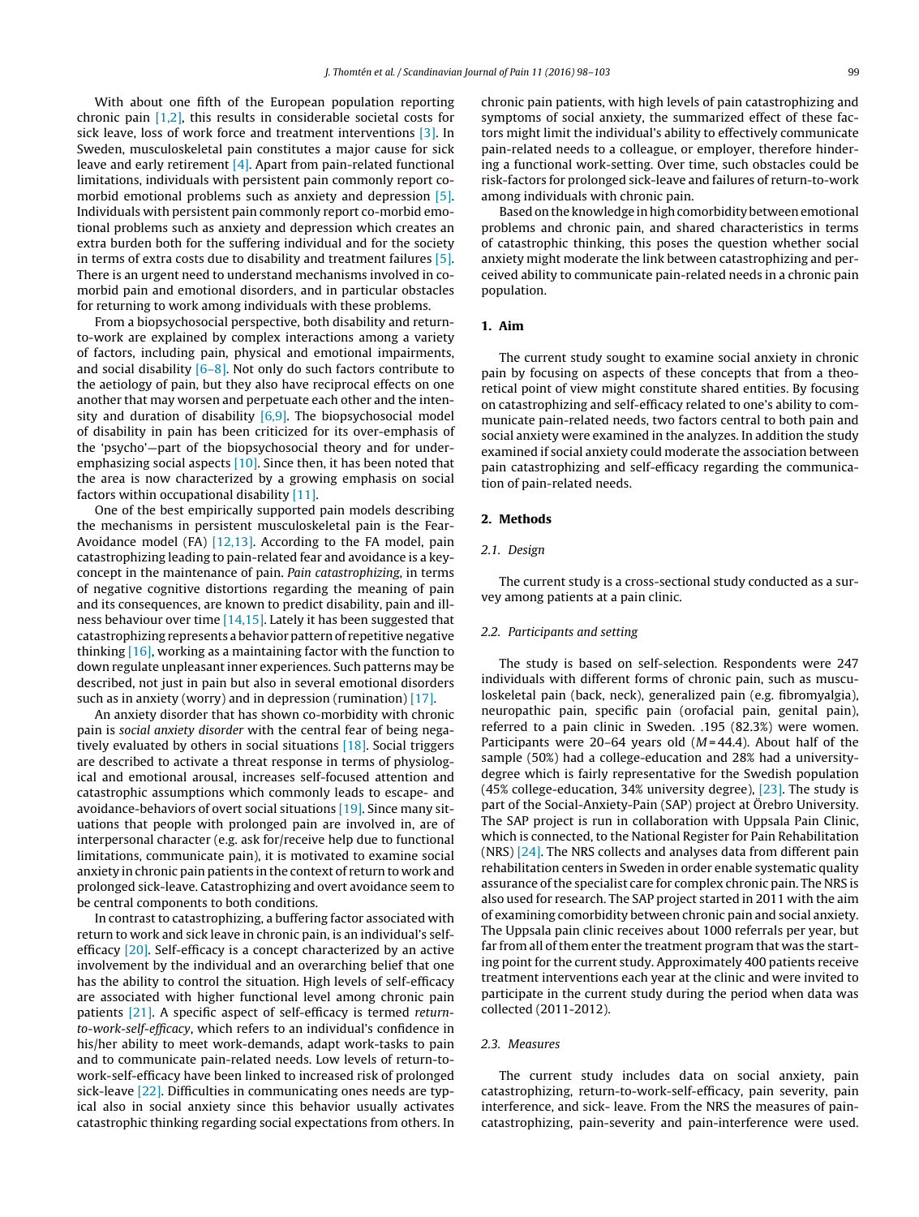With about one fifth of the European population reporting chronic pain [1,2], this results in considerable societal costs for sick leave, loss of work force and treatment interventions [3]. In Sweden, musculoskeletal pain constitutes a major cause for sick leave and early retirement [4]. Apart from pain-related functional limitations, individuals with persistent pain commonly report co-morbid emotional problems such as anxiety and depression [5]. Individuals with persistent pain commonly report co-morbid emotional problems such as anxiety and depression which creates an extra burden both for the suffering individual and for the society in terms of extra costs due to disability and treatment failures [5]. There is an urgent need to understand mechanisms involved in co-morbid pain and emotional disorders, and in particular obstacles for returning to work among individuals with these problems.

From a biopsychosocial perspective, both disability and return-to-work are explained by complex interactions among a variety of factors, including pain, physical and emotional impairments, and social disability [6–8]. Not only do such factors contribute to the aetiology of pain, but they also have reciprocal effects on one another that may worsen and perpetuate each other and the intensity and duration of disability [6,9]. The biopsychosocial model of disability in pain has been criticized for its over-emphasis of the 'psycho'—part of the biopsychosocial theory and for under-emphasizing social aspects [10]. Since then, it has been noted that the area is now characterized by a growing emphasis on social factors within occupational disability [11].

One of the best empirically supported pain models describing the mechanisms in persistent musculoskeletal pain is the Fear-Avoidance model (FA) [12,13]. According to the FA model, pain catastrophizing leading to pain-related fear and avoidance is a key-concept in the maintenance of pain. *Pain catastrophizing*, in terms of negative cognitive distortions regarding the meaning of pain and its consequences, are known to predict disability, pain and illness behaviour over time [14,15]. Lately it has been suggested that catastrophizing represents a behavior pattern of repetitive negative thinking [16], working as a maintaining factor with the function to down regulate unpleasant inner experiences. Such patterns may be described, not just in pain but also in several emotional disorders such as in anxiety (worry) and in depression (rumination) [17].

An anxiety disorder that has shown co-morbidity with chronic pain is *social anxiety disorder* with the central fear of being negatively evaluated by others in social situations [18]. Social triggers are described to activate a threat response in terms of physiological and emotional arousal, increases self-focused attention and catastrophic assumptions which commonly leads to escape- and avoidance-behaviors of overt social situations [19]. Since many situations that people with prolonged pain are involved in, are of interpersonal character (e.g. ask for/receive help due to functional limitations, communicate pain), it is motivated to examine social anxiety in chronic pain patients in the context of return to work and prolonged sick-leave. Catastrophizing and overt avoidance seem to be central components to both conditions.

In contrast to catastrophizing, a buffering factor associated with return to work and sick leave in chronic pain, is an individual's self-efficacy [20]. Self-efficacy is a concept characterized by an active involvement by the individual and an overarching belief that one has the ability to control the situation. High levels of self-efficacy are associated with higher functional level among chronic pain patients [21]. A specific aspect of self-efficacy is termed *return-to-work-self-efficacy*, which refers to an individual's confidence in his/her ability to meet work-demands, adapt work-tasks to pain and to communicate pain-related needs. Low levels of return-to-work-self-efficacy have been linked to increased risk of prolonged sick-leave [22]. Difficulties in communicating ones needs are typical also in social anxiety since this behavior usually activates catastrophic thinking regarding social expectations from others. In chronic pain patients, with high levels of pain catastrophizing and symptoms of social anxiety, the summarized effect of these factors might limit the individual's ability to effectively communicate pain-related needs to a colleague, or employer, therefore hindering a functional work-setting. Over time, such obstacles could be risk-factors for prolonged sick-leave and failures of return-to-work among individuals with chronic pain.

Based on the knowledge in high comorbidity between emotional problems and chronic pain, and shared characteristics in terms of catastrophic thinking, this poses the question whether social anxiety might moderate the link between catastrophizing and perceived ability to communicate pain-related needs in a chronic pain population.

## 1. Aim

The current study sought to examine social anxiety in chronic pain by focusing on aspects of these concepts that from a theoretical point of view might constitute shared entities. By focusing on catastrophizing and self-efficacy related to one's ability to communicate pain-related needs, two factors central to both pain and social anxiety were examined in the analyzes. In addition the study examined if social anxiety could moderate the association between pain catastrophizing and self-efficacy regarding the communication of pain-related needs.

## 2. Methods

### 2.1. Design

The current study is a cross-sectional study conducted as a survey among patients at a pain clinic.

### 2.2. Participants and setting

The study is based on self-selection. Respondents were 247 individuals with different forms of chronic pain, such as musculoskeletal pain (back, neck), generalized pain (e.g. fibromyalgia), neuropathic pain, specific pain (orofacial pain, genital pain), referred to a pain clinic in Sweden. .195 (82.3%) were women. Participants were 20–64 years old ($M = 44.4$). About half of the sample (50%) had a college-education and 28% had a university-degree which is fairly representative for the Swedish population (45% college-education, 34% university degree), [23]. The study is part of the Social-Anxiety-Pain (SAP) project at Örebro University. The SAP project is run in collaboration with Uppsala Pain Clinic, which is connected, to the National Register for Pain Rehabilitation (NRS) [24]. The NRS collects and analyses data from different pain rehabilitation centers in Sweden in order enable systematic quality assurance of the specialist care for complex chronic pain. The NRS is also used for research. The SAP project started in 2011 with the aim of examining comorbidity between chronic pain and social anxiety. The Uppsala pain clinic receives about 1000 referrals per year, but far from all of them enter the treatment program that was the starting point for the current study. Approximately 400 patients receive treatment interventions each year at the clinic and were invited to participate in the current study during the period when data was collected (2011-2012).

### 2.3. Measures

The current study includes data on social anxiety, pain catastrophizing, return-to-work-self-efficacy, pain severity, pain interference, and sick- leave. From the NRS the measures of pain-catastrophizing, pain-severity and pain-interference were used.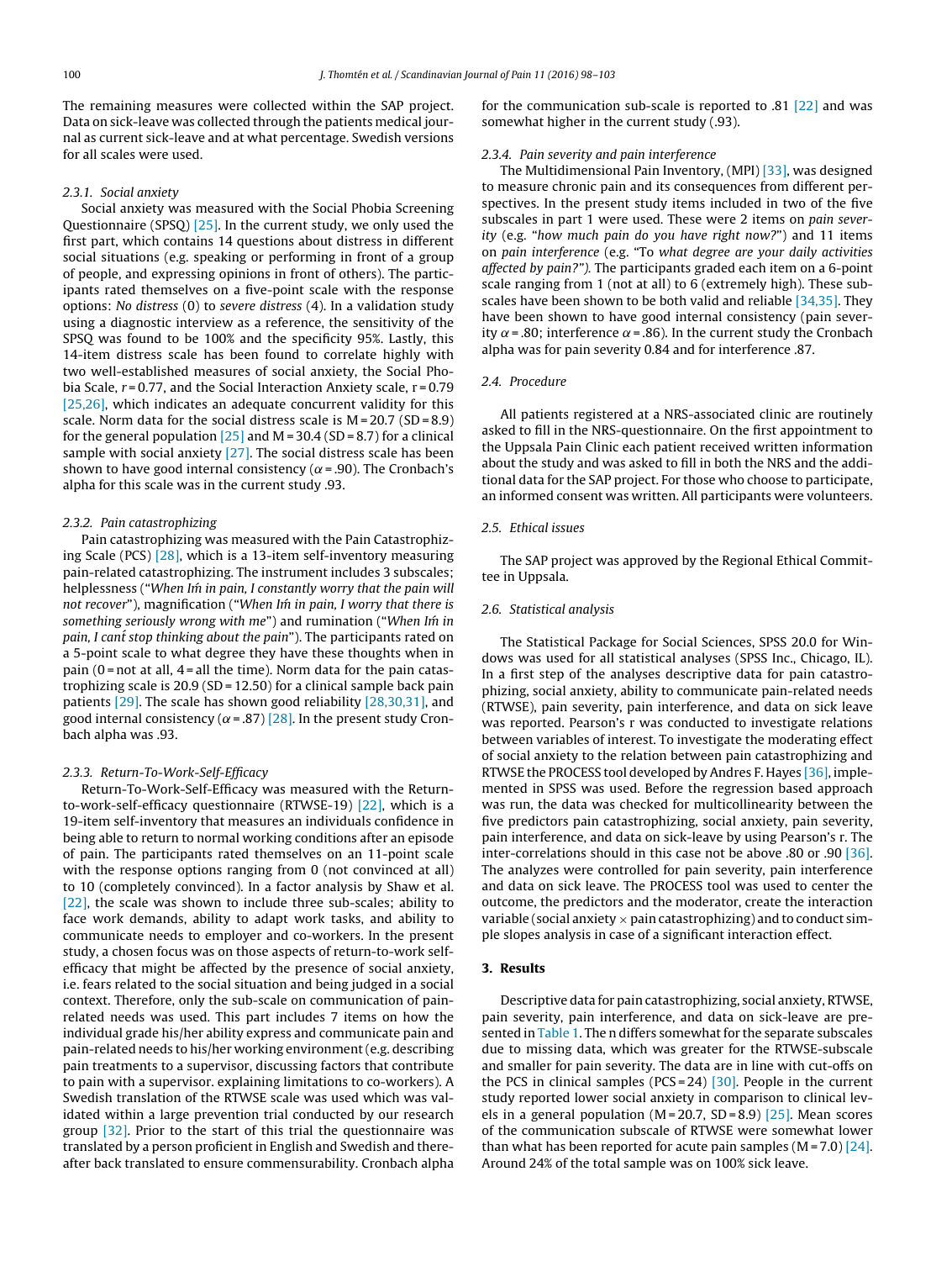The remaining measures were collected within the SAP project. Data on sick-leave was collected through the patients medical journal as current sick-leave and at what percentage. Swedish versions for all scales were used.

#### 2.3.1. Social anxiety

Social anxiety was measured with the Social Phobia Screening Questionnaire (SPSQ) [25]. In the current study, we only used the first part, which contains 14 questions about distress in different social situations (e.g. speaking or performing in front of a group of people, and expressing opinions in front of others). The participants rated themselves on a five-point scale with the response options: *No distress* (0) to *severe distress* (4). In a validation study using a diagnostic interview as a reference, the sensitivity of the SPSQ was found to be 100% and the specificity 95%. Lastly, this 14-item distress scale has been found to correlate highly with two well-established measures of social anxiety, the Social Phobia Scale, $r = 0.77$, and the Social Interaction Anxiety scale, $r = 0.79$ [25,26], which indicates an adequate concurrent validity for this scale. Norm data for the social distress scale is M = 20.7 (SD = 8.9) for the general population [25] and M = 30.4 (SD = 8.7) for a clinical sample with social anxiety [27]. The social distress scale has been shown to have good internal consistency ($\alpha = .90$). The Cronbach's alpha for this scale was in the current study .93.

#### 2.3.2. Pain catastrophizing

Pain catastrophizing was measured with the Pain Catastrophizing Scale (PCS) [28], which is a 13-item self-inventory measuring pain-related catastrophizing. The instrument includes 3 subscales; helplessness ("*When Iḿ in pain, I constantly worry that the pain will not recover*"), magnification ("*When Iḿ in pain, I worry that there is something seriously wrong with me*") and rumination ("*When Iḿ in pain, I cant́ stop thinking about the pain*"). The participants rated on a 5-point scale to what degree they have these thoughts when in pain (0 = not at all, 4 = all the time). Norm data for the pain catastrophizing scale is 20.9 (SD = 12.50) for a clinical sample back pain patients [29]. The scale has shown good reliability [28,30,31], and good internal consistency ($\alpha = .87$) [28]. In the present study Cronbach alpha was .93.

#### 2.3.3. Return-To-Work-Self-Efficacy

Return-To-Work-Self-Efficacy was measured with the Return-to-work-self-efficacy questionnaire (RTWSE-19) [22], which is a 19-item self-inventory that measures an individuals confidence in being able to return to normal working conditions after an episode of pain. The participants rated themselves on an 11-point scale with the response options ranging from 0 (not convinced at all) to 10 (completely convinced). In a factor analysis by Shaw et al. [22], the scale was shown to include three sub-scales; ability to face work demands, ability to adapt work tasks, and ability to communicate needs to employer and co-workers. In the present study, a chosen focus was on those aspects of return-to-work self-efficacy that might be affected by the presence of social anxiety, i.e. fears related to the social situation and being judged in a social context. Therefore, only the sub-scale on communication of pain-related needs was used. This part includes 7 items on how the individual grade his/her ability express and communicate pain and pain-related needs to his/her working environment (e.g. describing pain treatments to a supervisor, discussing factors that contribute to pain with a supervisor. explaining limitations to co-workers). A Swedish translation of the RTWSE scale was used which was validated within a large prevention trial conducted by our research group [32]. Prior to the start of this trial the questionnaire was translated by a person proficient in English and Swedish and thereafter back translated to ensure commensurability. Cronbach alpha for the communication sub-scale is reported to .81 [22] and was somewhat higher in the current study (.93).

#### 2.3.4. Pain severity and pain interference

The Multidimensional Pain Inventory, (MPI) [33], was designed to measure chronic pain and its consequences from different perspectives. In the present study items included in two of the five subscales in part 1 were used. These were 2 items on *pain severity* (e.g. "*how much pain do you have right now?*") and 11 items on *pain interference* (e.g. "To *what degree are your daily activities affected by pain?").* The participants graded each item on a 6-point scale ranging from 1 (not at all) to 6 (extremely high). These subscales have been shown to be both valid and reliable [34,35]. They have been shown to have good internal consistency (pain severity $\alpha = .80$; interference $\alpha = .86$). In the current study the Cronbach alpha was for pain severity 0.84 and for interference .87.

### 2.4. Procedure

All patients registered at a NRS-associated clinic are routinely asked to fill in the NRS-questionnaire. On the first appointment to the Uppsala Pain Clinic each patient received written information about the study and was asked to fill in both the NRS and the additional data for the SAP project. For those who choose to participate, an informed consent was written. All participants were volunteers.

### 2.5. Ethical issues

The SAP project was approved by the Regional Ethical Committee in Uppsala.

### 2.6. Statistical analysis

The Statistical Package for Social Sciences, SPSS 20.0 for Windows was used for all statistical analyses (SPSS Inc., Chicago, IL). In a first step of the analyses descriptive data for pain catastrophizing, social anxiety, ability to communicate pain-related needs (RTWSE), pain severity, pain interference, and data on sick leave was reported. Pearson's r was conducted to investigate relations between variables of interest. To investigate the moderating effect of social anxiety to the relation between pain catastrophizing and RTWSE the PROCESS tool developed by Andres F. Hayes [36], implemented in SPSS was used. Before the regression based approach was run, the data was checked for multicollinearity between the five predictors pain catastrophizing, social anxiety, pain severity, pain interference, and data on sick-leave by using Pearson's r. The inter-correlations should in this case not be above .80 or .90 [36]. The analyzes were controlled for pain severity, pain interference and data on sick leave. The PROCESS tool was used to center the outcome, the predictors and the moderator, create the interaction variable (social anxiety × pain catastrophizing) and to conduct simple slopes analysis in case of a significant interaction effect.

## 3. Results

Descriptive data for pain catastrophizing, social anxiety, RTWSE, pain severity, pain interference, and data on sick-leave are presented in Table 1. The n differs somewhat for the separate subscales due to missing data, which was greater for the RTWSE-subscale and smaller for pain severity. The data are in line with cut-offs on the PCS in clinical samples (PCS = 24) [30]. People in the current study reported lower social anxiety in comparison to clinical levels in a general population (M = 20.7, SD = 8.9) [25]. Mean scores of the communication subscale of RTWSE were somewhat lower than what has been reported for acute pain samples (M = 7.0) [24]. Around 24% of the total sample was on 100% sick leave.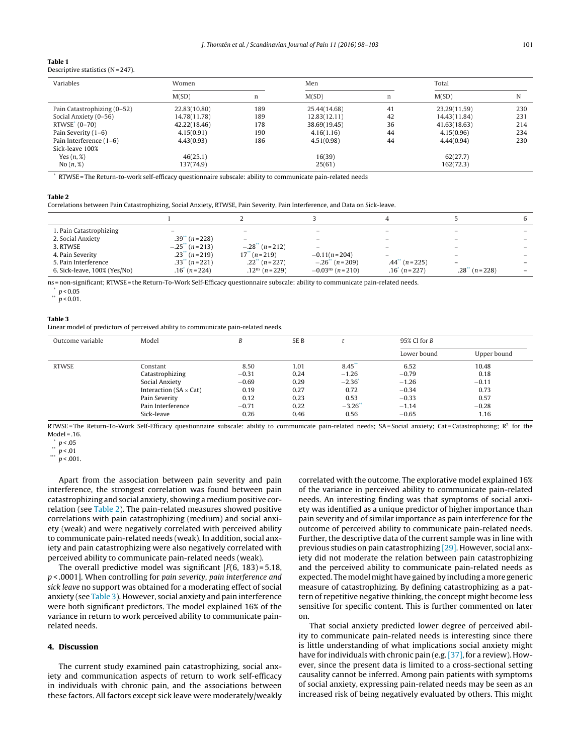**Table 1**
Descriptive statistics (N = 247).

| Variables | Women | | Men | | Total | |
|---|---|---|---|---|---|---|
| | M(SD) | n | M(SD) | n | M(SD) | N |
| Pain Catastrophizing (0–52) | 22.83(10.80) | 189 | 25.44(14.68) | 41 | 23.29(11.59) | 230 |
| Social Anxiety (0–56) | 14.78(11.78) | 189 | 12.83(12.11) | 42 | 14.43(11.84) | 231 |
| RTWSE* (0–70) | 42.22(18.46) | 178 | 38.69(19.45) | 36 | 41.63(18.63) | 214 |
| Pain Severity (1–6) | 4.15(0.91) | 190 | 4.16(1.16) | 44 | 4.15(0.96) | 234 |
| Pain Interference (1–6) | 4.43(0.93) | 186 | 4.51(0.98) | 44 | 4.44(0.94) | 230 |
| Sick-leave 100% | | | | | | |
| Yes (n, %) | 46(25.1) | | 16(39) | | 62(27.7) | |
| No (n, %) | 137(74.9) | | 25(61) | | 162(72.3) | |

* RTWSE = The Return-to-work self-efficacy questionnaire subscale: ability to communicate pain-related needs

**Table 2**
Correlations between Pain Catastrophizing, Social Anxiety, RTWSE, Pain Severity, Pain Interference, and Data on Sick-leave.

| | 1 | 2 | 3 | 4 | 5 | 6 |
|---|---|---|---|---|---|---|
| 1. Pain Catastrophizing | – | – | – | – | – | – |
| 2. Social Anxiety | .39** (n = 228) | – | – | – | – | – |
| 3. RTWSE | −.25** (n = 213) | −.28** (n = 212) | – | – | – | – |
| 4. Pain Severity | .23** (n = 219) | 17** (n = 219) | −0.11(n = 204) | – | – | – |
| 5. Pain Interference | .33** (n = 221) | .22** (n = 227) | −.26** (n = 209) | .44** (n = 225) | – | – |
| 6. Sick-leave, 100% (Yes/No) | .16* (n = 224) | .12ns (n = 229) | −0.03ns (n = 210) | .16* (n = 227) | .28** (n = 228) | – |

ns = non-significant; RTWSE = the Return-To-Work Self-Efficacy questionnaire subscale: ability to communicate pain-related needs.
* $p < 0.05$
** $p < 0.01$.

**Table 3**
Linear model of predictors of perceived ability to communicate pain-related needs.

| Outcome variable | Model | B | SE B | t | 95% CI for B | |
|---|---|---|---|---|---|---|
| | | | | | Lower bound | Upper bound |
| RTWSE | Constant | 8.50 | 1.01 | 8.45** | 6.52 | 10.48 |
| | Catastrophizing | −0.31 | 0.24 | −1.26 | −0.79 | 0.18 |
| | Social Anxiety | −0.69 | 0.29 | −2.36* | −1.26 | −0.11 |
| | Interaction (SA × Cat) | 0.19 | 0.27 | 0.72 | −0.34 | 0.73 |
| | Pain Severity | 0.12 | 0.23 | 0.53 | −0.33 | 0.57 |
| | Pain Interference | −0.71 | 0.22 | −3.26** | −1.14 | −0.28 |
| | Sick-leave | 0.26 | 0.46 | 0.56 | −0.65 | 1.16 |

RTWSE = The Return-To-Work Self-Efficacy questionnaire subscale: ability to communicate pain-related needs; SA = Social anxiety; Cat = Catastrophizing; $R^2$ for the Model = .16.
* $p < .05$
** $p < .01$
*** $p < .001$.

Apart from the association between pain severity and pain interference, the strongest correlation was found between pain catastrophizing and social anxiety, showing a medium positive correlation (see Table 2). The pain-related measures showed positive correlations with pain catastrophizing (medium) and social anxiety (weak) and were negatively correlated with perceived ability to communicate pain-related needs (weak). In addition, social anxiety and pain catastrophizing were also negatively correlated with perceived ability to communicate pain-related needs (weak).

The overall predictive model was significant [$F(6, 183) = 5.18$, $p < .0001$]. When controlling for *pain severity, pain interference and sick leave* no support was obtained for a moderating effect of social anxiety (see Table 3). However, social anxiety and pain interference were both significant predictors. The model explained 16% of the variance in return to work perceived ability to communicate pain-related needs.

## 4. Discussion

The current study examined pain catastrophizing, social anxiety and communication aspects of return to work self-efficacy in individuals with chronic pain, and the associations between these factors. All factors except sick leave were moderately/weakly correlated with the outcome. The explorative model explained 16% of the variance in perceived ability to communicate pain-related needs. An interesting finding was that symptoms of social anxiety was identified as a unique predictor of higher importance than pain severity and of similar importance as pain interference for the outcome of perceived ability to communicate pain-related needs. Further, the descriptive data of the current sample was in line with previous studies on pain catastrophizing [29]. However, social anxiety did not moderate the relation between pain catastrophizing and the perceived ability to communicate pain-related needs as expected. The model might have gained by including a more generic measure of catastrophizing. By defining catastrophizing as a pattern of repetitive negative thinking, the concept might become less sensitive for specific content. This is further commented on later on.

That social anxiety predicted lower degree of perceived ability to communicate pain-related needs is interesting since there is little understanding of what implications social anxiety might have for individuals with chronic pain (e.g. [37], for a review). However, since the present data is limited to a cross-sectional setting causality cannot be inferred. Among pain patients with symptoms of social anxiety, expressing pain-related needs may be seen as an increased risk of being negatively evaluated by others. This might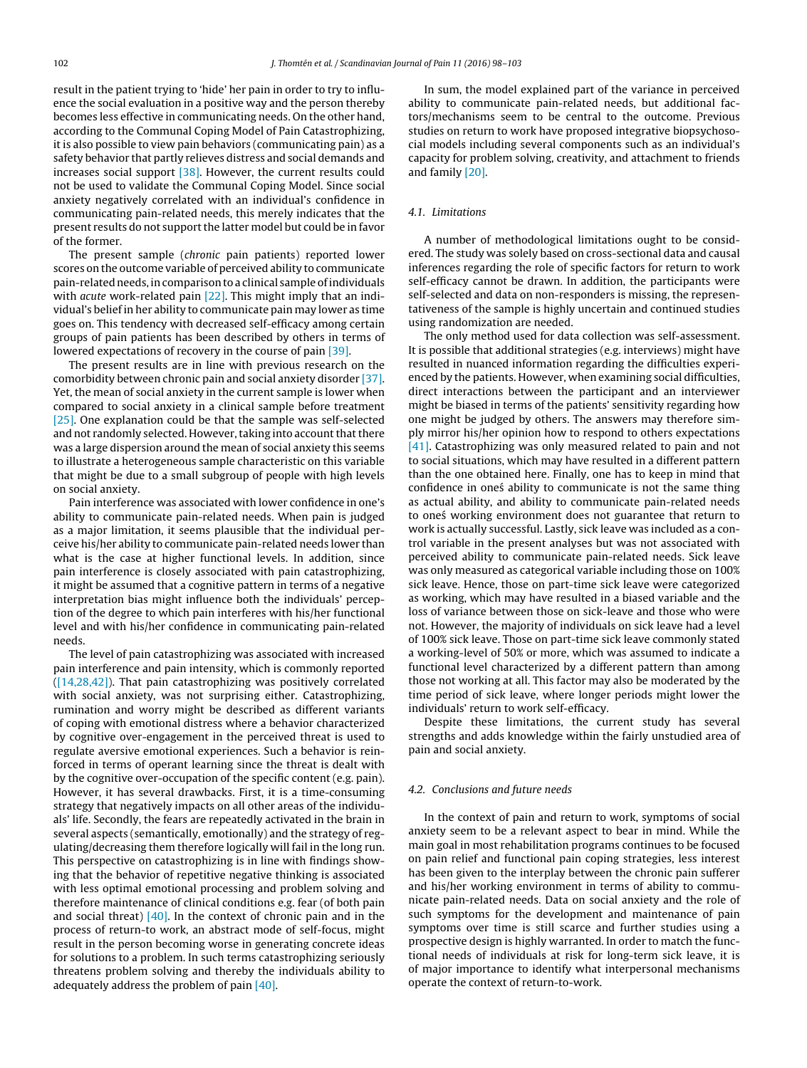result in the patient trying to 'hide' her pain in order to try to influence the social evaluation in a positive way and the person thereby becomes less effective in communicating needs. On the other hand, according to the Communal Coping Model of Pain Catastrophizing, it is also possible to view pain behaviors (communicating pain) as a safety behavior that partly relieves distress and social demands and increases social support [38]. However, the current results could not be used to validate the Communal Coping Model. Since social anxiety negatively correlated with an individual's confidence in communicating pain-related needs, this merely indicates that the present results do not support the latter model but could be in favor of the former.

The present sample (*chronic* pain patients) reported lower scores on the outcome variable of perceived ability to communicate pain-related needs, in comparison to a clinical sample of individuals with *acute* work-related pain [22]. This might imply that an individual's belief in her ability to communicate pain may lower as time goes on. This tendency with decreased self-efficacy among certain groups of pain patients has been described by others in terms of lowered expectations of recovery in the course of pain [39].

The present results are in line with previous research on the comorbidity between chronic pain and social anxiety disorder [37]. Yet, the mean of social anxiety in the current sample is lower when compared to social anxiety in a clinical sample before treatment [25]. One explanation could be that the sample was self-selected and not randomly selected. However, taking into account that there was a large dispersion around the mean of social anxiety this seems to illustrate a heterogeneous sample characteristic on this variable that might be due to a small subgroup of people with high levels on social anxiety.

Pain interference was associated with lower confidence in one's ability to communicate pain-related needs. When pain is judged as a major limitation, it seems plausible that the individual perceive his/her ability to communicate pain-related needs lower than what is the case at higher functional levels. In addition, since pain interference is closely associated with pain catastrophizing, it might be assumed that a cognitive pattern in terms of a negative interpretation bias might influence both the individuals' perception of the degree to which pain interferes with his/her functional level and with his/her confidence in communicating pain-related needs.

The level of pain catastrophizing was associated with increased pain interference and pain intensity, which is commonly reported ([14,28,42]). That pain catastrophizing was positively correlated with social anxiety, was not surprising either. Catastrophizing, rumination and worry might be described as different variants of coping with emotional distress where a behavior characterized by cognitive over-engagement in the perceived threat is used to regulate aversive emotional experiences. Such a behavior is reinforced in terms of operant learning since the threat is dealt with by the cognitive over-occupation of the specific content (e.g. pain). However, it has several drawbacks. First, it is a time-consuming strategy that negatively impacts on all other areas of the individuals' life. Secondly, the fears are repeatedly activated in the brain in several aspects (semantically, emotionally) and the strategy of regulating/decreasing them therefore logically will fail in the long run. This perspective on catastrophizing is in line with findings showing that the behavior of repetitive negative thinking is associated with less optimal emotional processing and problem solving and therefore maintenance of clinical conditions e.g. fear (of both pain and social threat) [40]. In the context of chronic pain and in the process of return-to-work, an abstract mode of self-focus, might result in the person becoming worse in generating concrete ideas for solutions to a problem. In such terms catastrophizing seriously threatens problem solving and thereby the individuals ability to adequately address the problem of pain [40].

In sum, the model explained part of the variance in perceived ability to communicate pain-related needs, but additional factors/mechanisms seem to be central to the outcome. Previous studies on return to work have proposed integrative biopsychosocial models including several components such as an individual's capacity for problem solving, creativity, and attachment to friends and family [20].

### 4.1. Limitations

A number of methodological limitations ought to be considered. The study was solely based on cross-sectional data and causal inferences regarding the role of specific factors for return to work self-efficacy cannot be drawn. In addition, the participants were self-selected and data on non-responders is missing, the representativeness of the sample is highly uncertain and continued studies using randomization are needed.

The only method used for data collection was self-assessment. It is possible that additional strategies (e.g. interviews) might have resulted in nuanced information regarding the difficulties experienced by the patients. However, when examining social difficulties, direct interactions between the participant and an interviewer might be biased in terms of the patients' sensitivity regarding how one might be judged by others. The answers may therefore simply mirror his/her opinion how to respond to others expectations [41]. Catastrophizing was only measured related to pain and not to social situations, which may have resulted in a different pattern than the one obtained here. Finally, one has to keep in mind that confidence in oneś ability to communicate is not the same thing as actual ability, and ability to communicate pain-related needs to oneś working environment does not guarantee that return to work is actually successful. Lastly, sick leave was included as a control variable in the present analyses but was not associated with perceived ability to communicate pain-related needs. Sick leave was only measured as categorical variable including those on 100% sick leave. Hence, those on part-time sick leave were categorized as working, which may have resulted in a biased variable and the loss of variance between those on sick-leave and those who were not. However, the majority of individuals on sick leave had a level of 100% sick leave. Those on part-time sick leave commonly stated a working-level of 50% or more, which was assumed to indicate a functional level characterized by a different pattern than among those not working at all. This factor may also be moderated by the time period of sick leave, where longer periods might lower the individuals' return to work self-efficacy.

Despite these limitations, the current study has several strengths and adds knowledge within the fairly unstudied area of pain and social anxiety.

### 4.2. Conclusions and future needs

In the context of pain and return to work, symptoms of social anxiety seem to be a relevant aspect to bear in mind. While the main goal in most rehabilitation programs continues to be focused on pain relief and functional pain coping strategies, less interest has been given to the interplay between the chronic pain sufferer and his/her working environment in terms of ability to communicate pain-related needs. Data on social anxiety and the role of such symptoms for the development and maintenance of pain symptoms over time is still scarce and further studies using a prospective design is highly warranted. In order to match the functional needs of individuals at risk for long-term sick leave, it is of major importance to identify what interpersonal mechanisms operate the context of return-to-work.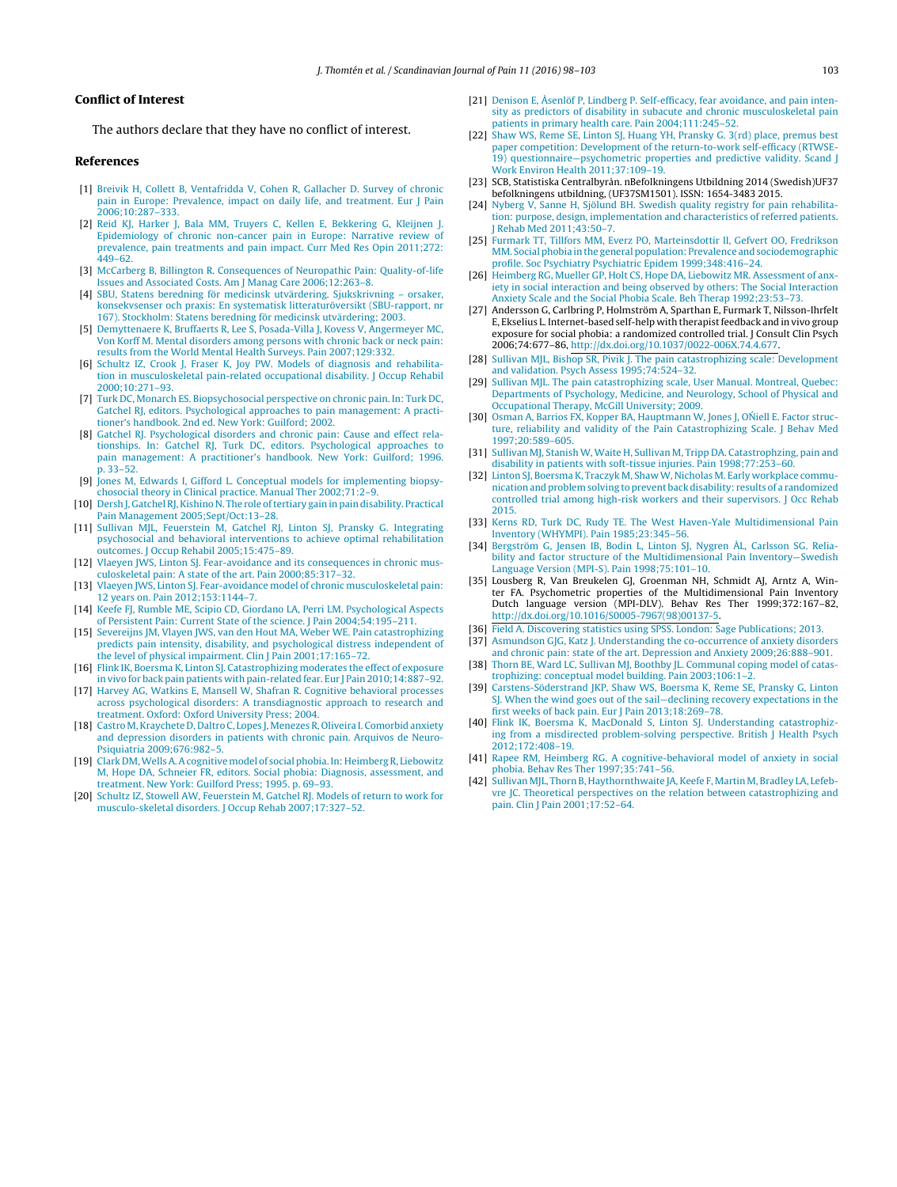## Conflict of Interest

The authors declare that they have no conflict of interest.

## References

[1] Breivik H, Collett B, Ventafridda V, Cohen R, Gallacher D. Survey of chronic pain in Europe: Prevalence, impact on daily life, and treatment. Eur J Pain 2006;10:287–333.

[2] Reid KJ, Harker J, Bala MM, Truyers C, Kellen E, Bekkering G, Kleijnen J. Epidemiology of chronic non-cancer pain in Europe: Narrative review of prevalence, pain treatments and pain impact. Curr Med Res Opin 2011;272: 449–62.

[3] McCarberg B, Billington R. Consequences of Neuropathic Pain: Quality-of-life Issues and Associated Costs. Am J Manag Care 2006;12:263–8.

[4] SBU, Statens beredning för medicinsk utvärdering. Sjukskrivning – orsaker, konsekvsenser och praxis: En systematisk litteraturöversikt (SBU-rapport, nr 167). Stockholm: Statens beredning för medicinsk utvärdering; 2003.

[5] Demyttenaere K, Bruffaerts R, Lee S, Posada-Villa J, Kovess V, Angermeyer MC, Von Korff M. Mental disorders among persons with chronic back or neck pain: results from the World Mental Health Surveys. Pain 2007;129:332.

[6] Schultz IZ, Crook J, Fraser K, Joy PW. Models of diagnosis and rehabilitation in musculoskeletal pain-related occupational disability. J Occup Rehabil 2000;10:271–93.

[7] Turk DC, Monarch ES. Biopsychosocial perspective on chronic pain. In: Turk DC, Gatchel RJ, editors. Psychological approaches to pain management: A practitioner's handbook. 2nd ed. New York: Guilford; 2002.

[8] Gatchel RJ. Psychological disorders and chronic pain: Cause and effect relationships. In: Gatchel RJ, Turk DC, editors. Psychological approaches to pain management: A practitioner's handbook. New York: Guilford; 1996. p. 33–52.

[9] Jones M, Edwards I, Gifford L. Conceptual models for implementing biopsychosocial theory in Clinical practice. Manual Ther 2002;71:2–9.

[10] Dersh J, Gatchel RJ, Kishino N. The role of tertiary gain in pain disability. Practical Pain Management 2005;Sept/Oct:13–28.

[11] Sullivan MJL, Feuerstein M, Gatchel RJ, Linton SJ, Pransky G. Integrating psychosocial and behavioral interventions to achieve optimal rehabilitation outcomes. J Occup Rehabil 2005;15:475–89.

[12] Vlaeyen JWS, Linton SJ. Fear-avoidance and its consequences in chronic musculoskeletal pain: A state of the art. Pain 2000;85:317–32.

[13] Vlaeyen JWS, Linton SJ. Fear-avoidance model of chronic musculoskeletal pain: 12 years on. Pain 2012;153:1144–7.

[14] Keefe FJ, Rumble ME, Scipio CD, Giordano LA, Perri LM. Psychological Aspects of Persistent Pain: Current State of the science. J Pain 2004;54:195–211.

[15] Severeijns JM, Vlayen JWS, van den Hout MA, Weber WE. Pain catastrophizing predicts pain intensity, disability, and psychological distress independent of the level of physical impairment. Clin J Pain 2001;17:165–72.

[16] Flink IK, Boersma K, Linton SJ. Catastrophizing moderates the effect of exposure in vivo for back pain patients with pain-related fear. Eur J Pain 2010;14:887–92.

[17] Harvey AG, Watkins E, Mansell W, Shafran R. Cognitive behavioral processes across psychological disorders: A transdiagnostic approach to research and treatment. Oxford: Oxford University Press; 2004.

[18] Castro M, Kraychete D, Daltro C, Lopes J, Menezes R, Oliveira I. Comorbid anxiety and depression disorders in patients with chronic pain. Arquivos de Neuro-Psiquiatria 2009;676:982–5.

[19] Clark DM, Wells A. A cognitive model of social phobia. In: Heimberg R, Liebowitz M, Hope DA, Schneier FR, editors. Social phobia: Diagnosis, assessment, and treatment. New York: Guilford Press; 1995. p. 69–93.

[20] Schultz IZ, Stowell AW, Feuerstein M, Gatchel RJ. Models of return to work for musculo-skeletal disorders. J Occup Rehab 2007;17:327–52.

[21] Denison E, Åsenlöf P, Lindberg P. Self-efficacy, fear avoidance, and pain intensity as predictors of disability in subacute and chronic musculoskeletal pain patients in primary health care. Pain 2004;111:245–52.

[22] Shaw WS, Reme SE, Linton SJ, Huang YH, Pransky G. 3(rd) place, premus best paper competition: Development of the return-to-work self-efficacy (RTWSE-19) questionnaire—psychometric properties and predictive validity. Scand J Work Environ Health 2011;37:109–19.

[23] SCB, Statistiska Centralbyrån. nBefolkningens Utbildning 2014 (Swedish)UF37 befolkningens utbildning, (UF37SM1501). ISSN: 1654-3483 2015.

[24] Nyberg V, Sanne H, Sjölund BH. Swedish quality registry for pain rehabilitation: purpose, design, implementation and characteristics of referred patients. J Rehab Med 2011;43:50–7.

[25] Furmark TT, Tillfors MM, Everz PO, Marteinsdottir II, Gefvert OO, Fredrikson MM. Social phobia in the general population: Prevalence and sociodemographic profile. Soc Psychiatry Psychiatr Epidem 1999;348:416–24.

[26] Heimberg RG, Mueller GP, Holt CS, Hope DA, Liebowitz MR. Assessment of anxiety in social interaction and being observed by others: The Social Interaction Anxiety Scale and the Social Phobia Scale. Beh Therap 1992;23:53–73.

[27] Andersson G, Carlbring P, Holmström A, Sparthan E, Furmark T, Nilsson-Ihrfelt E, Ekselius L. Internet-based self-help with therapist feedback and in vivo group exposure for social phobia: a randomized controlled trial. J Consult Clin Psych 2006;74:677–86, http://dx.doi.org/10.1037/0022-006X.74.4.677.

[28] Sullivan MJL, Bishop SR, Pivik J. The pain catastrophizing scale: Development and validation. Psych Assess 1995;74:524–32.

[29] Sullivan MJL. The pain catastrophizing scale, User Manual. Montreal, Quebec: Departments of Psychology, Medicine, and Neurology, School of Physical and Occupational Therapy, McGill University; 2009.

[30] Osman A, Barrios FX, Kopper BA, Hauptmann W, Jones J, OÑiell E. Factor structure, reliability and validity of the Pain Catastrophizing Scale. J Behav Med 1997;20:589–605.

[31] Sullivan MJ, Stanish W, Waite H, Sullivan M, Tripp DA. Catastrophizing, pain and disability in patients with soft-tissue injuries. Pain 1998;77:253–60.

[32] Linton SJ, Boersma K, Traczyk M, Shaw W, Nicholas M. Early workplace communication and problem solving to prevent back disability: results of a randomized controlled trial among high-risk workers and their supervisors. J Occ Rehab 2015.

[33] Kerns RD, Turk DC, Rudy TE. The West Haven-Yale Multidimensional Pain Inventory (WHYMPI). Pain 1985;23:345–56.

[34] Bergström G, Jensen IB, Bodin L, Linton SJ, Nygren ÅL, Carlsson SG. Reliability and factor structure of the Multidimensional Pain Inventory—Swedish Language Version (MPI-S). Pain 1998;75:101–10.

[35] Lousberg R, Van Breukelen GJ, Groenman NH, Schmidt AJ, Arntz A, Winter FA. Psychometric properties of the Multidimensional Pain Inventory Dutch language version (MPI-DLV). Behav Res Ther 1999;372:167–82, http://dx.doi.org/10.1016/S0005-7967(98)00137-5.

[36] Field A. Discovering statistics using SPSS. London: Sage Publications; 2013.

[37] Asmundson GJG, Katz J. Understanding the co-occurrence of anxiety disorders and chronic pain: state of the art. Depression and Anxiety 2009;26:888–901.

[38] Thorn BE, Ward LC, Sullivan MJ, Boothby JL. Communal coping model of catastrophizing: conceptual model building. Pain 2003;106:1–2.

[39] Carstens-Söderstrand JKP, Shaw WS, Boersma K, Reme SE, Pransky G, Linton SJ. When the wind goes out of the sail—declining recovery expectations in the first weeks of back pain. Eur J Pain 2013;18:269–78.

[40] Flink IK, Boersma K, MacDonald S, Linton SJ. Understanding catastrophizing from a misdirected problem-solving perspective. British J Health Psych 2012;172:408–19.

[41] Rapee RM, Heimberg RG. A cognitive-behavioral model of anxiety in social phobia. Behav Res Ther 1997;35:741–56.

[42] Sullivan MJL, Thorn B, Haythornthwaite JA, Keefe F, Martin M, Bradley LA, Lefebvre JC. Theoretical perspectives on the relation between catastrophizing and pain. Clin J Pain 2001;17:52–64.